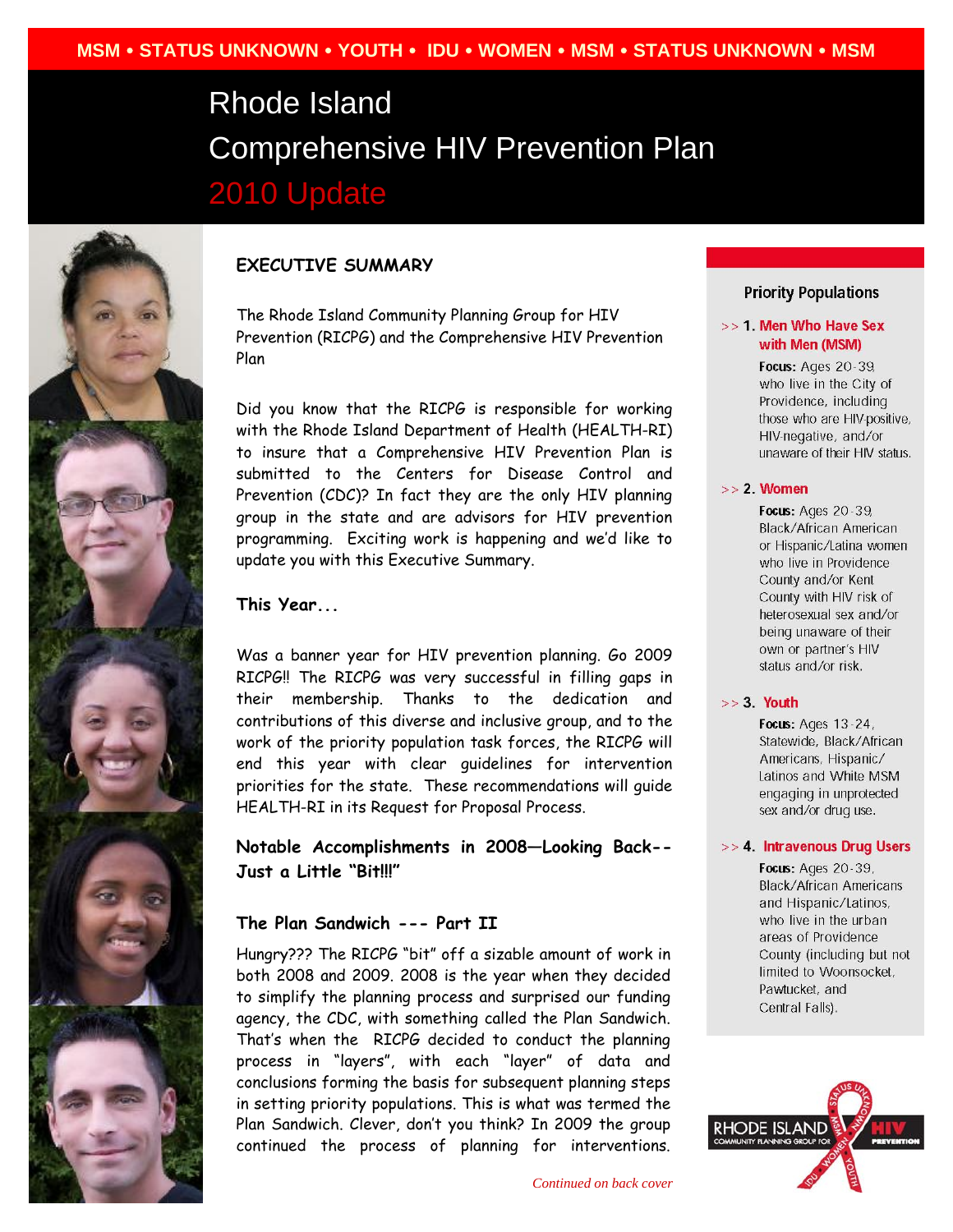MSM • STATUS UNKNOWN • YOUTH • IDU • WOMEN • MSM • STATUS UNKNOWN • MSM

# Rhode Island Comprehensive HIV Prevention Plan 2010 Update

## EXECUTIVE SUMMARY

The Rhode Island Community Planning Group for HIV Prevention (RICPG) and the Comprehensive HIV Prevention Plan

Did you know that the RICPG is responsible for working with the Rhode Island Department of Health (HEALTH-RI) to insure that a Comprehensive HIV Prevention Plan is submitted to the Centers for Disease Control and Prevention (CDC)? In fact they are the only HIV planning group in the state and are advisors for HIV prevention programming. Exciting work is happening and we'd like to update you with this Executive Summary.

### This Year...

Was a banner year for HIV prevention planning. Go 2009 RICPG!! The RICPG was very successful in filling gaps in their membership. Thanks to the dedication and contributions of this diverse and inclusive group, and to the work of the priority population task forces, the RICPG will end this year with clear guidelines for intervention priorities for the state. These recommendations will guide HEALTH-RI in its Request for Proposal Process.

### Notable Accomplishments in 2008—Looking Back--Just a Little "Bit!!!"

### The Plan Sandwich --- Part II

Hungry??? The RICPG "bit" off a sizable amount of work in both 2008 and 2009. 2008 is the year when they decided to simplify the planning process and surprised our funding agency, the CDC, with something called the Plan Sandwich. That's when the RICPG decided to conduct the planning process in "layers", with each "layer" of data and conclusions forming the basis for subsequent planning steps in setting priority populations. This is what was termed the Plan Sandwich. Clever, don't you think? In 2009 the group continued the process of planning for interventions.

*Continued on back cover*

## Priority Populations

>> **1. Men Who Have Sex with Men (MSM)**

**Focus:** Ages 20-39, who live in the City of Providence, including those who are HIV-positive, HIV-negative, and/or unaware of their HIV status.

>> **2. Women**

**Focus:** Ages 20-39, Black/African American or Hispanic/Latina women who live in Providence County and/or Kent County with HIV risk of heterosexual sex and/or being unaware of their own or partner's HIV status and/or risk.

>> **3. Youth**

**Focus:** Ages 13-24, Statewide, Black/African Americans, Hispanic/ Latinos and White MSM engaging in unprotected sex and/or drug use.

>> **4. Intravenous Drug Users**

**Focus:** Ages 20-39, Black/African Americans and Hispanic/Latinos, who live in the urban areas of Providence County (including but not limited to Woonsocket, Pawtucket, and Central Falls).

RHODE ISLAND COMMUNITY PLANNING GROUP FOR HIV PREVENTION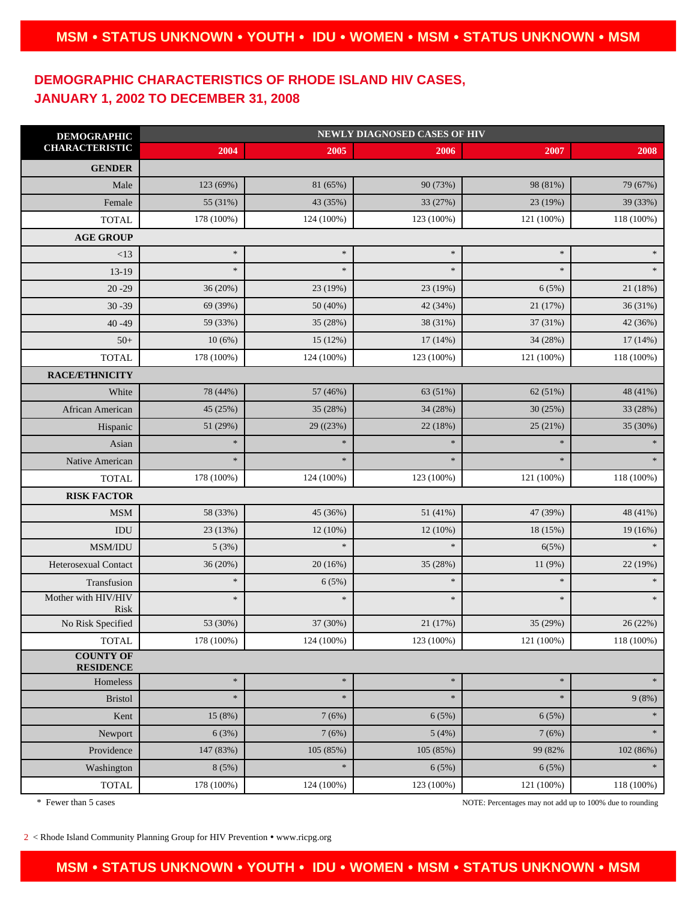## DEMOGRAPHIC CHARACTERISTICS OF RHODE ISLAND HIV CASES, JANUARY 1, 2002 TO DECEMBER 31, 2008

| DEMOGRAPHIC CHARACTERISTIC | NEWLY DIAGNOSED CASES OF HIV | | | | |
|---|---|---|---|---|---|
| | 2004 | 2005 | 2006 | 2007 | 2008 |
| **GENDER** | | | | | |
| Male | 123 (69%) | 81 (65%) | 90 (73%) | 98 (81%) | 79 (67%) |
| Female | 55 (31%) | 43 (35%) | 33 (27%) | 23 (19%) | 39 (33%) |
| TOTAL | 178 (100%) | 124 (100%) | 123 (100%) | 121 (100%) | 118 (100%) |
| **AGE GROUP** | | | | | |
| <13 | * | * | * | * | * |
| 13-19 | * | * | * | * | * |
| 20 -29 | 36 (20%) | 23 (19%) | 23 (19%) | 6 (5%) | 21 (18%) |
| 30 -39 | 69 (39%) | 50 (40%) | 42 (34%) | 21 (17%) | 36 (31%) |
| 40 -49 | 59 (33%) | 35 (28%) | 38 (31%) | 37 (31%) | 42 (36%) |
| 50+ | 10 (6%) | 15 (12%) | 17 (14%) | 34 (28%) | 17 (14%) |
| TOTAL | 178 (100%) | 124 (100%) | 123 (100%) | 121 (100%) | 118 (100%) |
| **RACE/ETHNICITY** | | | | | |
| White | 78 (44%) | 57 (46%) | 63 (51%) | 62 (51%) | 48 (41%) |
| African American | 45 (25%) | 35 (28%) | 34 (28%) | 30 (25%) | 33 (28%) |
| Hispanic | 51 (29%) | 29 ((23%) | 22 (18%) | 25 (21%) | 35 (30%) |
| Asian | * | * | * | * | * |
| Native American | * | * | * | * | * |
| TOTAL | 178 (100%) | 124 (100%) | 123 (100%) | 121 (100%) | 118 (100%) |
| **RISK FACTOR** | | | | | |
| MSM | 58 (33%) | 45 (36%) | 51 (41%) | 47 (39%) | 48 (41%) |
| IDU | 23 (13%) | 12 (10%) | 12 (10%) | 18 (15%) | 19 (16%) |
| MSM/IDU | 5 (3%) | * | * | 6(5%) | * |
| Heterosexual Contact | 36 (20%) | 20 (16%) | 35 (28%) | 11 (9%) | 22 (19%) |
| Transfusion | * | 6 (5%) | * | * | * |
| Mother with HIV/HIV Risk | * | * | * | * | * |
| No Risk Specified | 53 (30%) | 37 (30%) | 21 (17%) | 35 (29%) | 26 (22%) |
| TOTAL | 178 (100%) | 124 (100%) | 123 (100%) | 121 (100%) | 118 (100%) |
| **COUNTY OF RESIDENCE** | | | | | |
| Homeless | * | * | * | * | * |
| Bristol | * | * | * | * | 9 (8%) |
| Kent | 15 (8%) | 7 (6%) | 6 (5%) | 6 (5%) | * |
| Newport | 6 (3%) | 7 (6%) | 5 (4%) | 7 (6%) | * |
| Providence | 147 (83%) | 105 (85%) | 105 (85%) | 99 (82% | 102 (86%) |
| Washington | 8 (5%) | * | 6 (5%) | 6 (5%) | * |
| TOTAL | 178 (100%) | 124 (100%) | 123 (100%) | 121 (100%) | 118 (100%) |

\* Fewer than 5 cases

NOTE: Percentages may not add up to 100% due to rounding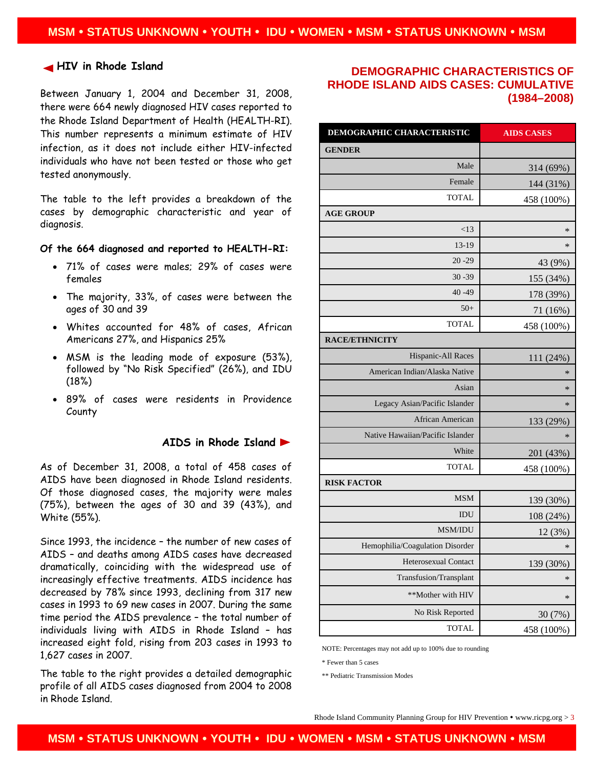## HIV in Rhode Island

Between January 1, 2004 and December 31, 2008, there were 664 newly diagnosed HIV cases reported to the Rhode Island Department of Health (HEALTH-RI). This number represents a minimum estimate of HIV infection, as it does not include either HIV-infected individuals who have not been tested or those who get tested anonymously.

The table to the left provides a breakdown of the cases by demographic characteristic and year of diagnosis.

**Of the 664 diagnosed and reported to HEALTH-RI:**

- 71% of cases were males; 29% of cases were females
- The majority, 33%, of cases were between the ages of 30 and 39
- Whites accounted for 48% of cases, African Americans 27%, and Hispanics 25%
- MSM is the leading mode of exposure (53%), followed by "No Risk Specified" (26%), and IDU (18%)
- 89% of cases were residents in Providence County

## AIDS in Rhode Island

As of December 31, 2008, a total of 458 cases of AIDS have been diagnosed in Rhode Island residents. Of those diagnosed cases, the majority were males (75%), between the ages of 30 and 39 (43%), and White (55%).

Since 1993, the incidence – the number of new cases of AIDS – and deaths among AIDS cases have decreased dramatically, coinciding with the widespread use of increasingly effective treatments. AIDS incidence has decreased by 78% since 1993, declining from 317 new cases in 1993 to 69 new cases in 2007. During the same time period the AIDS prevalence – the total number of individuals living with AIDS in Rhode Island – has increased eight fold, rising from 203 cases in 1993 to 1,627 cases in 2007.

The table to the right provides a detailed demographic profile of all AIDS cases diagnosed from 2004 to 2008 in Rhode Island.

## DEMOGRAPHIC CHARACTERISTICS OF RHODE ISLAND AIDS CASES: CUMULATIVE (1984–2008)

| DEMOGRAPHIC CHARACTERISTIC | AIDS CASES |
|---|---|
| **GENDER** | |
| Male | 314 (69%) |
| Female | 144 (31%) |
| TOTAL | 458 (100%) |
| **AGE GROUP** | |
| <13 | * |
| 13-19 | * |
| 20 -29 | 43 (9%) |
| 30 -39 | 155 (34%) |
| 40 -49 | 178 (39%) |
| 50+ | 71 (16%) |
| TOTAL | 458 (100%) |
| **RACE/ETHNICITY** | |
| Hispanic-All Races | 111 (24%) |
| American Indian/Alaska Native | * |
| Asian | * |
| Legacy Asian/Pacific Islander | * |
| African American | 133 (29%) |
| Native Hawaiian/Pacific Islander | * |
| White | 201 (43%) |
| TOTAL | 458 (100%) |
| **RISK FACTOR** | |
| MSM | 139 (30%) |
| IDU | 108 (24%) |
| MSM/IDU | 12 (3%) |
| Hemophilia/Coagulation Disorder | * |
| Heterosexual Contact | 139 (30%) |
| Transfusion/Transplant | * |
| **Mother with HIV | * |
| No Risk Reported | 30 (7%) |
| TOTAL | 458 (100%) |

NOTE: Percentages may not add up to 100% due to rounding

* Fewer than 5 cases

** Pediatric Transmission Modes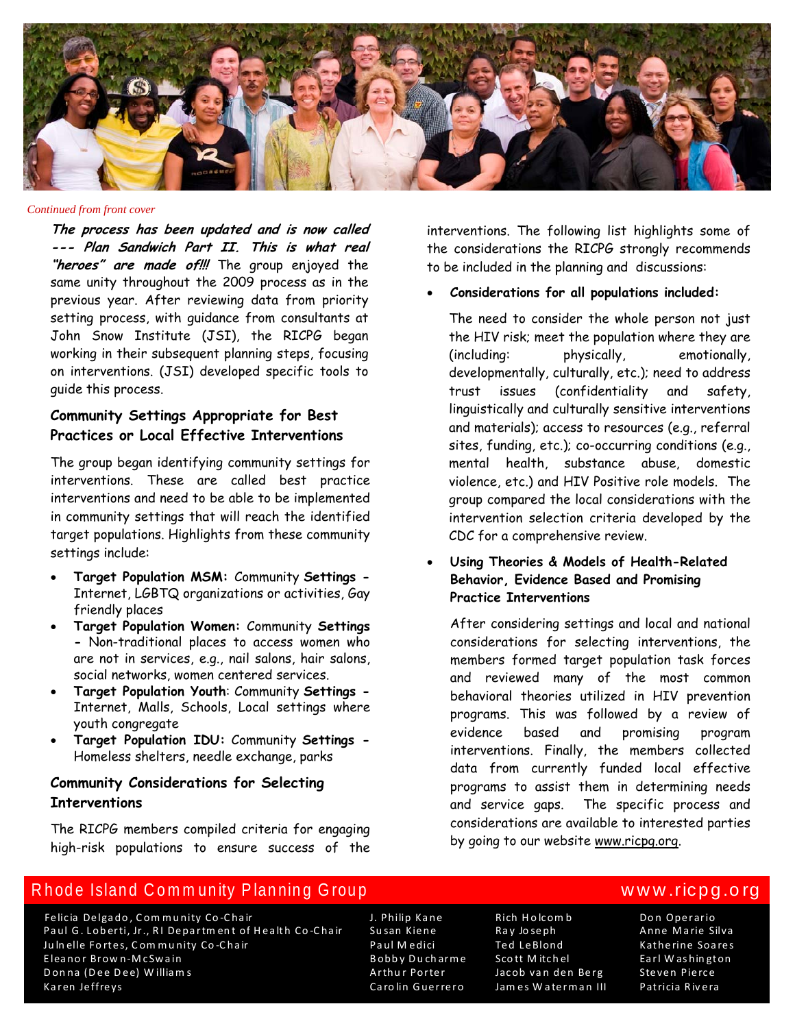*Continued from front cover*

***The process has been updated and is now called --- Plan Sandwich Part II. This is what real "heroes" are made of!!!*** The group enjoyed the same unity throughout the 2009 process as in the previous year. After reviewing data from priority setting process, with guidance from consultants at John Snow Institute (JSI), the RICPG began working in their subsequent planning steps, focusing on interventions. (JSI) developed specific tools to guide this process.

## Community Settings Appropriate for Best Practices or Local Effective Interventions

The group began identifying community settings for interventions. These are called best practice interventions and need to be able to be implemented in community settings that will reach the identified target populations. Highlights from these community settings include:

- **Target Population MSM:** Community **Settings -** Internet, LGBTQ organizations or activities, Gay friendly places
- **Target Population Women:** Community **Settings -** Non-traditional places to access women who are not in services, e.g., nail salons, hair salons, social networks, women centered services.
- **Target Population Youth**: Community **Settings -** Internet, Malls, Schools, Local settings where youth congregate
- **Target Population IDU:** Community **Settings -** Homeless shelters, needle exchange, parks

## Community Considerations for Selecting Interventions

The RICPG members compiled criteria for engaging high-risk populations to ensure success of the interventions. The following list highlights some of the considerations the RICPG strongly recommends to be included in the planning and discussions:

- **Considerations for all populations included:**

  The need to consider the whole person not just the HIV risk; meet the population where they are (including: physically, emotionally, developmentally, culturally, etc.); need to address trust issues (confidentiality and safety, linguistically and culturally sensitive interventions and materials); access to resources (e.g., referral sites, funding, etc.); co-occurring conditions (e.g., mental health, substance abuse, domestic violence, etc.) and HIV Positive role models. The group compared the local considerations with the intervention selection criteria developed by the CDC for a comprehensive review.

- **Using Theories & Models of Health-Related Behavior, Evidence Based and Promising Practice Interventions**

  After considering settings and local and national considerations for selecting interventions, the members formed target population task forces and reviewed many of the most common behavioral theories utilized in HIV prevention programs. This was followed by a review of evidence based and promising program interventions. Finally, the members collected data from currently funded local effective programs to assist them in determining needs and service gaps. The specific process and considerations are available to interested parties by going to our website www.ricpg.org.

## Rhode Island Community Planning Group

www.ricpg.org

Felicia Delgado, Community Co-Chair
Paul G. Loberti, Jr., RI Department of Health Co-Chair
Julnelle Fortes, Community Co-Chair
Eleanor Brown-McSwain
Donna (Dee Dee) Williams
Karen Jeffreys

J. Philip Kane
Susan Kiene
Paul Medici
Bobby Ducharme
Arthur Porter
Carolin Guerrero

Rich Holcomb
Ray Joseph
Ted LeBlond
Scott Mitchel
Jacob van den Berg
James Waterman III

Don Operario
Anne Marie Silva
Katherine Soares
Earl Washington
Steven Pierce
Patricia Rivera